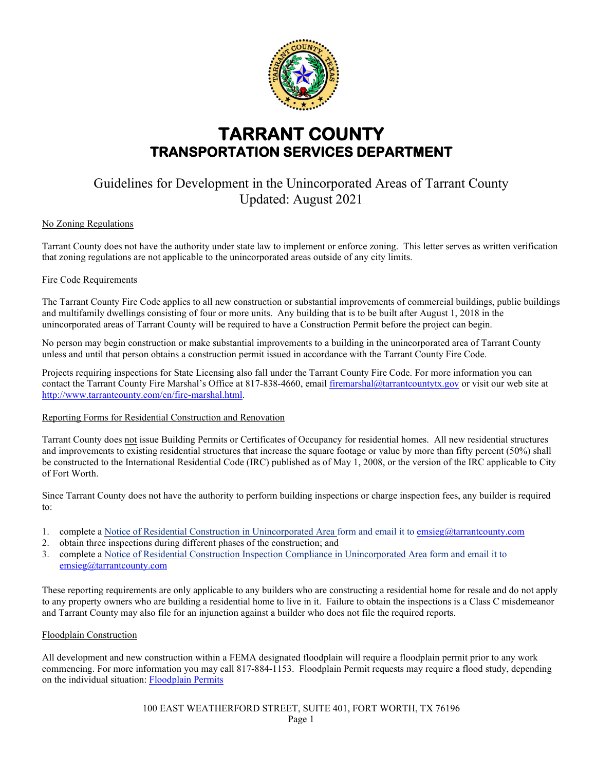# TARRANT COUNTY

## TRANSPORTATION SERVICES DEPARTMENT

Guidelines for Development in the Unincorporated Areas of Tarrant County
Updated: August 2021

### No Zoning Regulations

Tarrant County does not have the authority under state law to implement or enforce zoning. This letter serves as written verification that zoning regulations are not applicable to the unincorporated areas outside of any city limits.

### Fire Code Requirements

The Tarrant County Fire Code applies to all new construction or substantial improvements of commercial buildings, public buildings and multifamily dwellings consisting of four or more units. Any building that is to be built after August 1, 2018 in the unincorporated areas of Tarrant County will be required to have a Construction Permit before the project can begin.

No person may begin construction or make substantial improvements to a building in the unincorporated area of Tarrant County unless and until that person obtains a construction permit issued in accordance with the Tarrant County Fire Code.

Projects requiring inspections for State Licensing also fall under the Tarrant County Fire Code. For more information you can contact the Tarrant County Fire Marshal's Office at 817-838-4660, email firemarshal@tarrantcountytx.gov or visit our web site at http://www.tarrantcounty.com/en/fire-marshal.html.

### Reporting Forms for Residential Construction and Renovation

Tarrant County does not issue Building Permits or Certificates of Occupancy for residential homes. All new residential structures and improvements to existing residential structures that increase the square footage or value by more than fifty percent (50%) shall be constructed to the International Residential Code (IRC) published as of May 1, 2008, or the version of the IRC applicable to City of Fort Worth.

Since Tarrant County does not have the authority to perform building inspections or charge inspection fees, any builder is required to:

1. complete a Notice of Residential Construction in Unincorporated Area form and email it to emsieg@tarrantcounty.com
2. obtain three inspections during different phases of the construction; and
3. complete a Notice of Residential Construction Inspection Compliance in Unincorporated Area form and email it to emsieg@tarrantcounty.com

These reporting requirements are only applicable to any builders who are constructing a residential home for resale and do not apply to any property owners who are building a residential home to live in it. Failure to obtain the inspections is a Class C misdemeanor and Tarrant County may also file for an injunction against a builder who does not file the required reports.

### Floodplain Construction

All development and new construction within a FEMA designated floodplain will require a floodplain permit prior to any work commencing. For more information you may call 817-884-1153. Floodplain Permit requests may require a flood study, depending on the individual situation: Floodplain Permits

100 EAST WEATHERFORD STREET, SUITE 401, FORT WORTH, TX 76196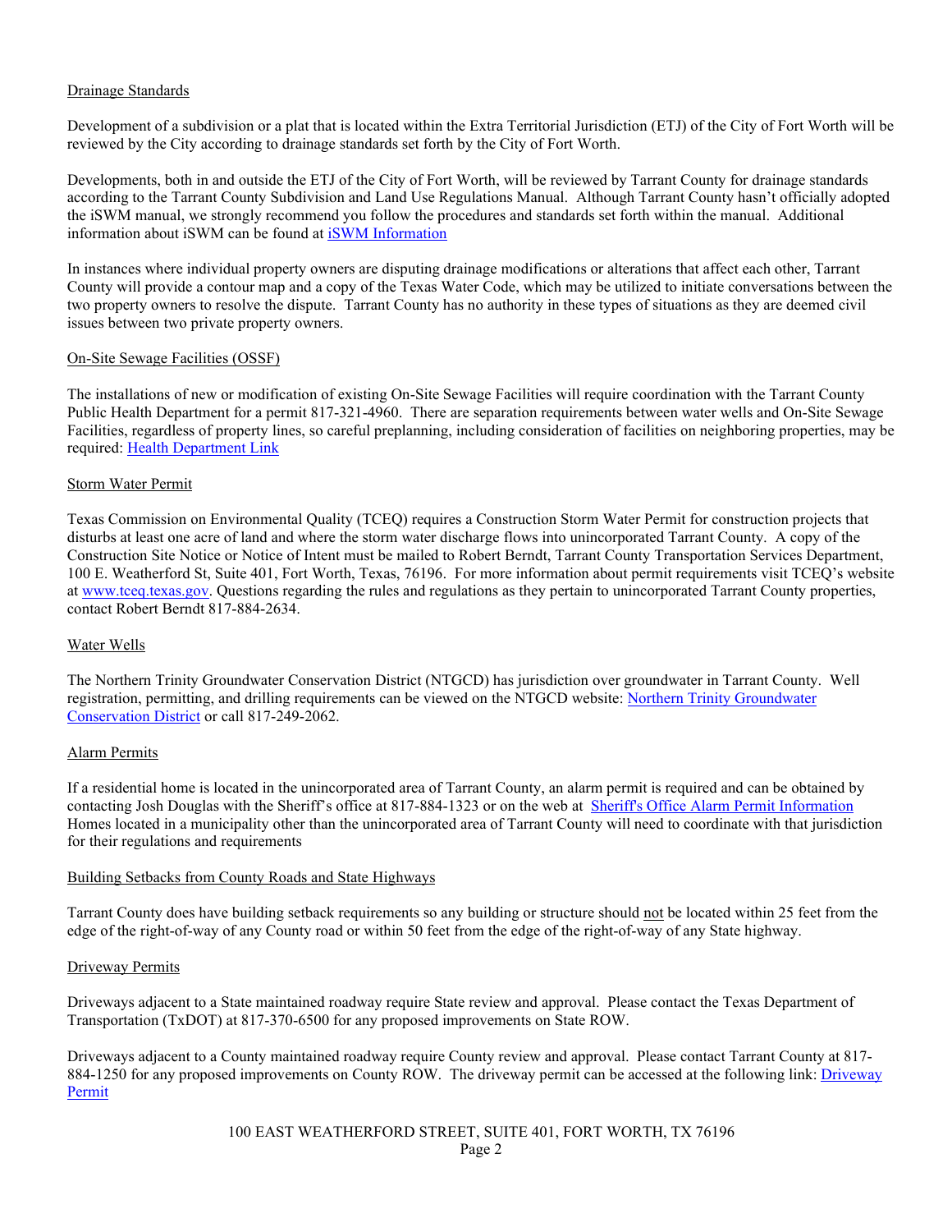## Drainage Standards

Development of a subdivision or a plat that is located within the Extra Territorial Jurisdiction (ETJ) of the City of Fort Worth will be reviewed by the City according to drainage standards set forth by the City of Fort Worth.

Developments, both in and outside the ETJ of the City of Fort Worth, will be reviewed by Tarrant County for drainage standards according to the Tarrant County Subdivision and Land Use Regulations Manual. Although Tarrant County hasn't officially adopted the iSWM manual, we strongly recommend you follow the procedures and standards set forth within the manual. Additional information about iSWM can be found at iSWM Information

In instances where individual property owners are disputing drainage modifications or alterations that affect each other, Tarrant County will provide a contour map and a copy of the Texas Water Code, which may be utilized to initiate conversations between the two property owners to resolve the dispute. Tarrant County has no authority in these types of situations as they are deemed civil issues between two private property owners.

## On-Site Sewage Facilities (OSSF)

The installations of new or modification of existing On-Site Sewage Facilities will require coordination with the Tarrant County Public Health Department for a permit 817-321-4960. There are separation requirements between water wells and On-Site Sewage Facilities, regardless of property lines, so careful preplanning, including consideration of facilities on neighboring properties, may be required: Health Department Link

## Storm Water Permit

Texas Commission on Environmental Quality (TCEQ) requires a Construction Storm Water Permit for construction projects that disturbs at least one acre of land and where the storm water discharge flows into unincorporated Tarrant County. A copy of the Construction Site Notice or Notice of Intent must be mailed to Robert Berndt, Tarrant County Transportation Services Department, 100 E. Weatherford St, Suite 401, Fort Worth, Texas, 76196. For more information about permit requirements visit TCEQ's website at www.tceq.texas.gov. Questions regarding the rules and regulations as they pertain to unincorporated Tarrant County properties, contact Robert Berndt 817-884-2634.

## Water Wells

The Northern Trinity Groundwater Conservation District (NTGCD) has jurisdiction over groundwater in Tarrant County. Well registration, permitting, and drilling requirements can be viewed on the NTGCD website: Northern Trinity Groundwater Conservation District or call 817-249-2062.

## Alarm Permits

If a residential home is located in the unincorporated area of Tarrant County, an alarm permit is required and can be obtained by contacting Josh Douglas with the Sheriff's office at 817-884-1323 or on the web at Sheriff's Office Alarm Permit Information Homes located in a municipality other than the unincorporated area of Tarrant County will need to coordinate with that jurisdiction for their regulations and requirements

## Building Setbacks from County Roads and State Highways

Tarrant County does have building setback requirements so any building or structure should not be located within 25 feet from the edge of the right-of-way of any County road or within 50 feet from the edge of the right-of-way of any State highway.

## Driveway Permits

Driveways adjacent to a State maintained roadway require State review and approval. Please contact the Texas Department of Transportation (TxDOT) at 817-370-6500 for any proposed improvements on State ROW.

Driveways adjacent to a County maintained roadway require County review and approval. Please contact Tarrant County at 817-884-1250 for any proposed improvements on County ROW. The driveway permit can be accessed at the following link: Driveway Permit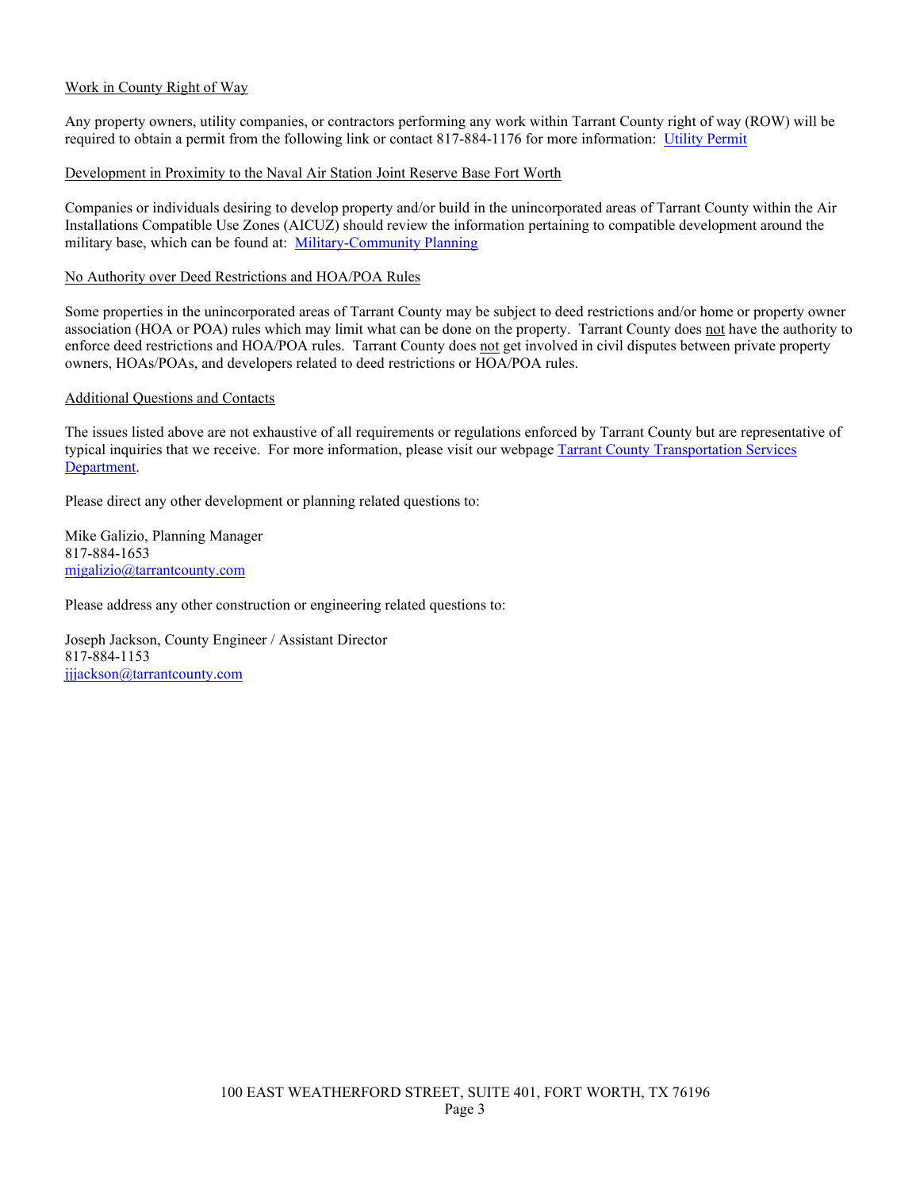Work in County Right of Way

Any property owners, utility companies, or contractors performing any work within Tarrant County right of way (ROW) will be required to obtain a permit from the following link or contact 817-884-1176 for more information: [Utility Permit]()

Development in Proximity to the Naval Air Station Joint Reserve Base Fort Worth

Companies or individuals desiring to develop property and/or build in the unincorporated areas of Tarrant County within the Air Installations Compatible Use Zones (AICUZ) should review the information pertaining to compatible development around the military base, which can be found at: [Military-Community Planning]()

No Authority over Deed Restrictions and HOA/POA Rules

Some properties in the unincorporated areas of Tarrant County may be subject to deed restrictions and/or home or property owner association (HOA or POA) rules which may limit what can be done on the property. Tarrant County does not have the authority to enforce deed restrictions and HOA/POA rules. Tarrant County does not get involved in civil disputes between private property owners, HOAs/POAs, and developers related to deed restrictions or HOA/POA rules.

Additional Questions and Contacts

The issues listed above are not exhaustive of all requirements or regulations enforced by Tarrant County but are representative of typical inquiries that we receive. For more information, please visit our webpage [Tarrant County Transportation Services Department]().

Please direct any other development or planning related questions to:

Mike Galizio, Planning Manager
817-884-1653
mjgalizio@tarrantcounty.com

Please address any other construction or engineering related questions to:

Joseph Jackson, County Engineer / Assistant Director
817-884-1153
jjjackson@tarrantcounty.com

100 EAST WEATHERFORD STREET, SUITE 401, FORT WORTH, TX 76196